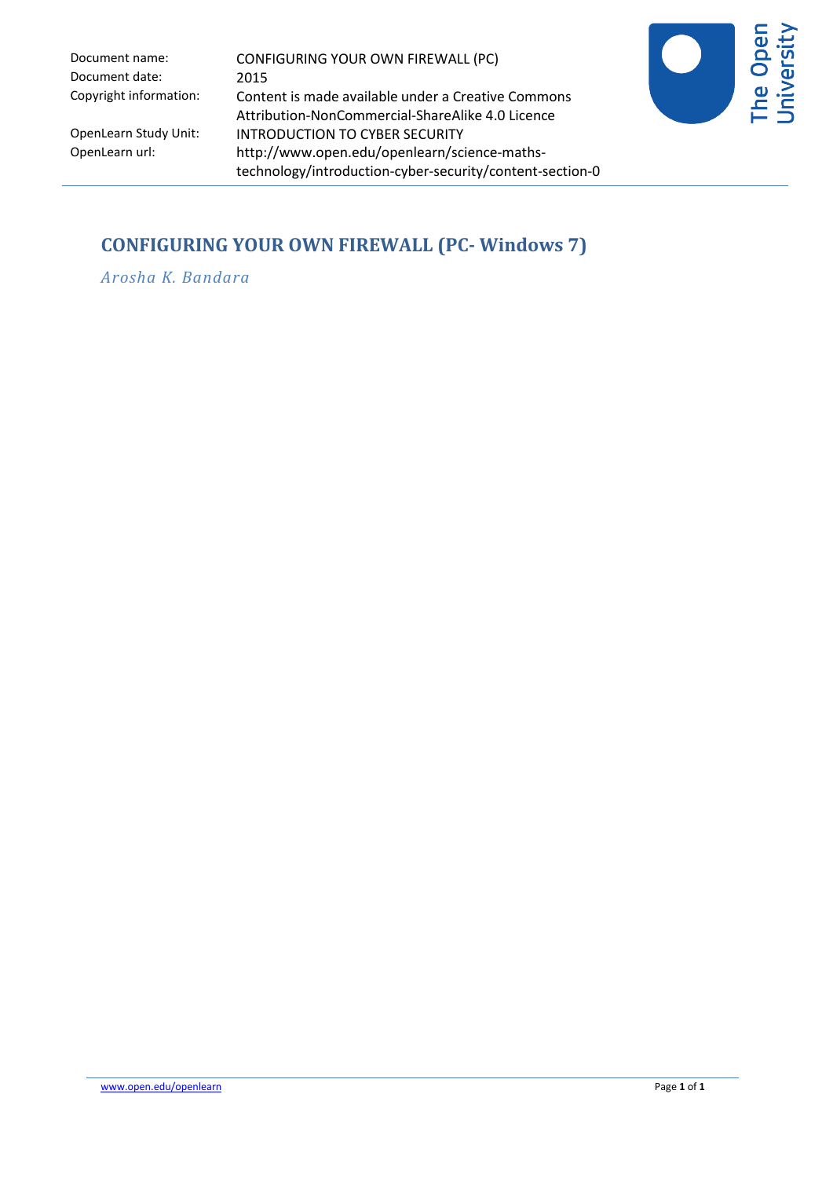| | |
|---|---|
| Document name: | CONFIGURING YOUR OWN FIREWALL (PC) |
| Document date: | 2015 |
| Copyright information: | Content is made available under a Creative Commons Attribution-NonCommercial-ShareAlike 4.0 Licence |
| OpenLearn Study Unit: | INTRODUCTION TO CYBER SECURITY |
| OpenLearn url: | http://www.open.edu/openlearn/science-maths-technology/introduction-cyber-security/content-section-0 |

# CONFIGURING YOUR OWN FIREWALL (PC- Windows 7)

*Arosha K. Bandara*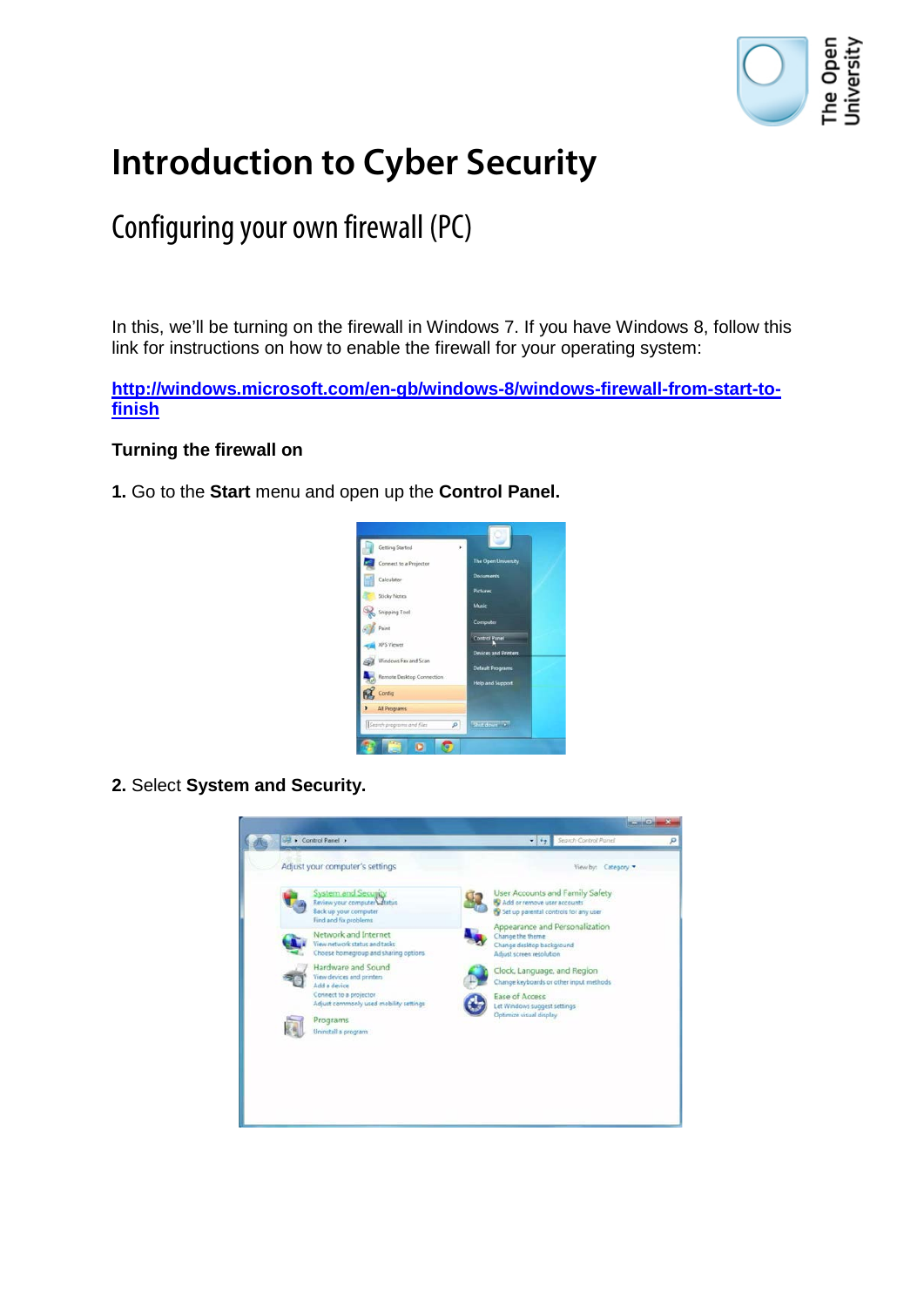# Introduction to Cyber Security

## Configuring your own firewall (PC)

In this, we'll be turning on the firewall in Windows 7. If you have Windows 8, follow this link for instructions on how to enable the firewall for your operating system:

**http://windows.microsoft.com/en-gb/windows-8/windows-firewall-from-start-to-finish**

**Turning the firewall on**

**1.** Go to the **Start** menu and open up the **Control Panel.**

**2.** Select **System and Security.**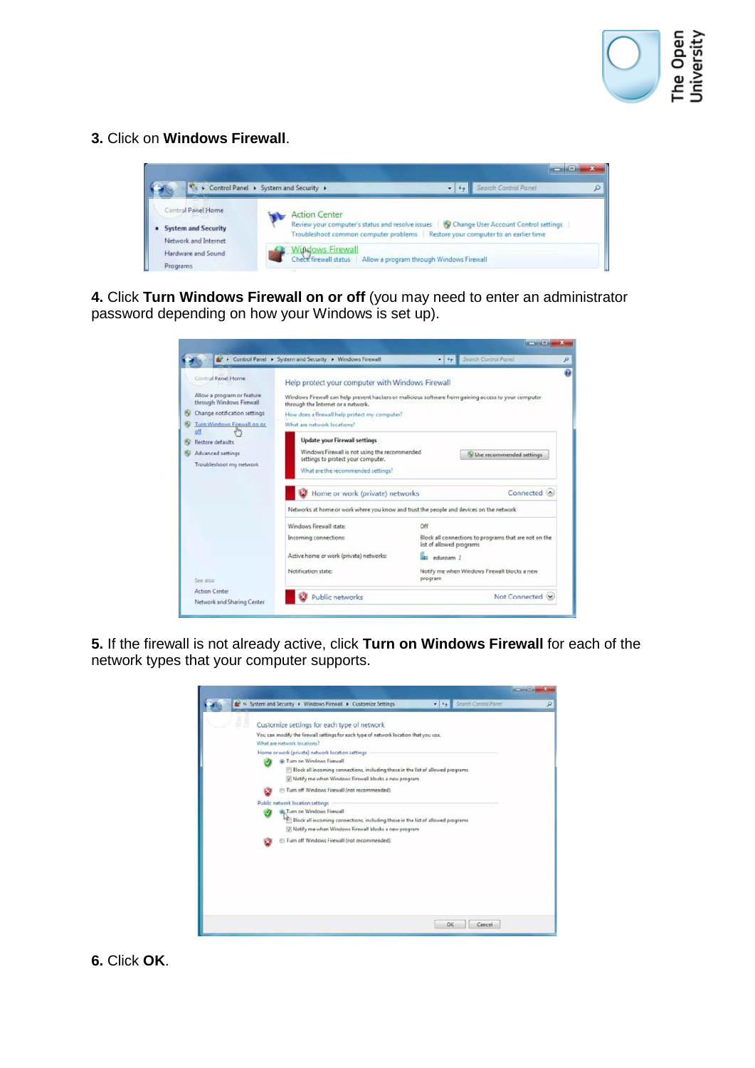**3.** Click on **Windows Firewall**.

**4.** Click **Turn Windows Firewall on or off** (you may need to enter an administrator password depending on how your Windows is set up).

**5.** If the firewall is not already active, click **Turn on Windows Firewall** for each of the network types that your computer supports.

**6.** Click **OK**.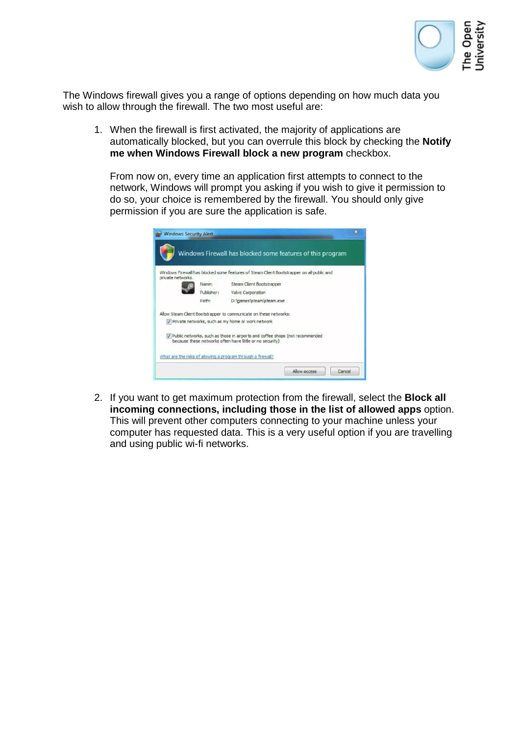The Windows firewall gives you a range of options depending on how much data you wish to allow through the firewall. The two most useful are:

1. When the firewall is first activated, the majority of applications are automatically blocked, but you can overrule this block by checking the **Notify me when Windows Firewall block a new program** checkbox.

   From now on, every time an application first attempts to connect to the network, Windows will prompt you asking if you wish to give it permission to do so, your choice is remembered by the firewall. You should only give permission if you are sure the application is safe.

2. If you want to get maximum protection from the firewall, select the **Block all incoming connections, including those in the list of allowed apps** option. This will prevent other computers connecting to your machine unless your computer has requested data. This is a very useful option if you are travelling and using public wi-fi networks.